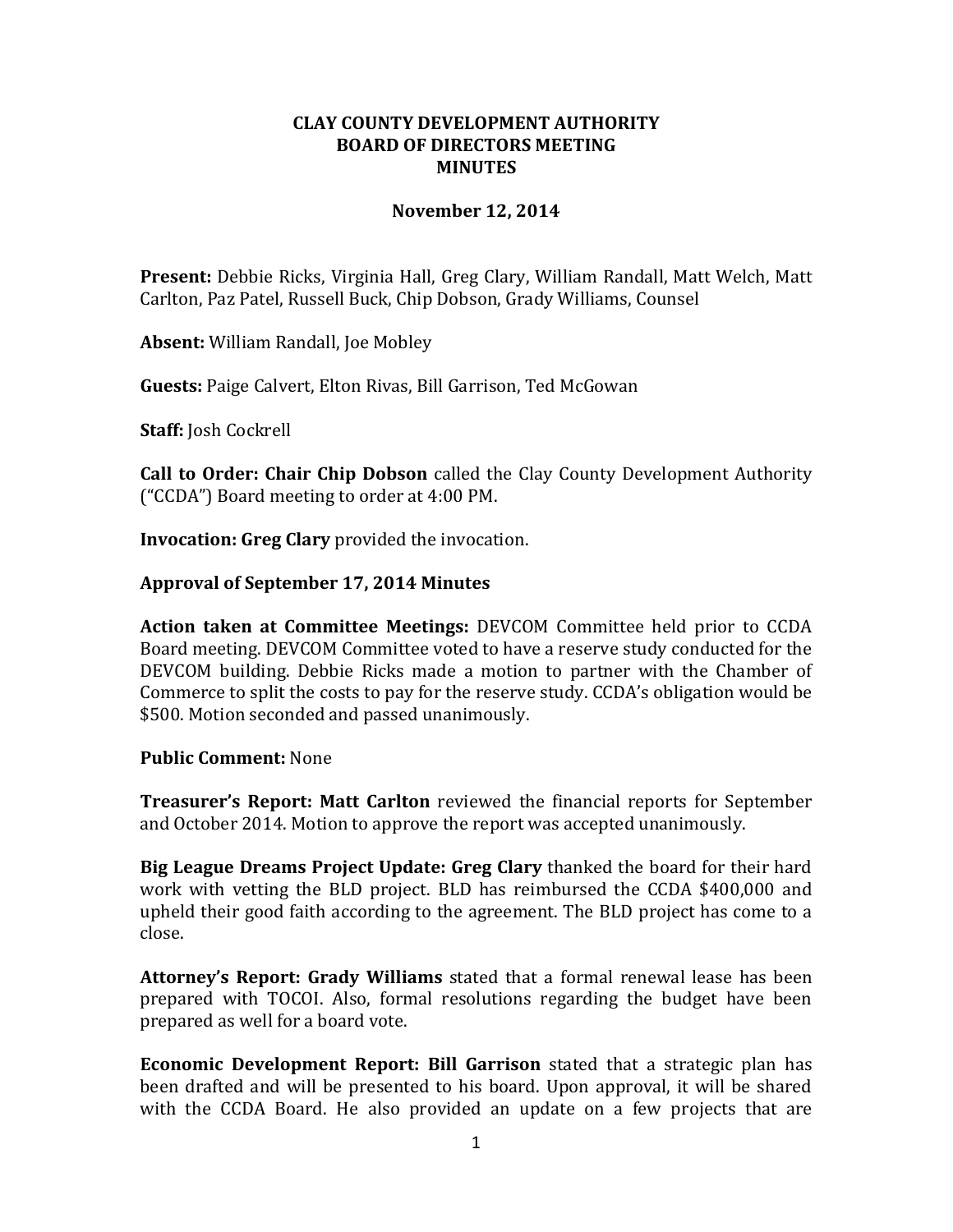**CLAY COUNTY DEVELOPMENT AUTHORITY**
**BOARD OF DIRECTORS MEETING**
**MINUTES**

**November 12, 2014**

**Present:** Debbie Ricks, Virginia Hall, Greg Clary, William Randall, Matt Welch, Matt Carlton, Paz Patel, Russell Buck, Chip Dobson, Grady Williams, Counsel

**Absent:** William Randall, Joe Mobley

**Guests:** Paige Calvert, Elton Rivas, Bill Garrison, Ted McGowan

**Staff:** Josh Cockrell

**Call to Order: Chair Chip Dobson** called the Clay County Development Authority ("CCDA") Board meeting to order at 4:00 PM.

**Invocation: Greg Clary** provided the invocation.

**Approval of September 17, 2014 Minutes**

**Action taken at Committee Meetings:** DEVCOM Committee held prior to CCDA Board meeting. DEVCOM Committee voted to have a reserve study conducted for the DEVCOM building. Debbie Ricks made a motion to partner with the Chamber of Commerce to split the costs to pay for the reserve study. CCDA's obligation would be $500. Motion seconded and passed unanimously.

**Public Comment:** None

**Treasurer's Report: Matt Carlton** reviewed the financial reports for September and October 2014. Motion to approve the report was accepted unanimously.

**Big League Dreams Project Update: Greg Clary** thanked the board for their hard work with vetting the BLD project. BLD has reimbursed the CCDA $400,000 and upheld their good faith according to the agreement. The BLD project has come to a close.

**Attorney's Report: Grady Williams** stated that a formal renewal lease has been prepared with TOCOI. Also, formal resolutions regarding the budget have been prepared as well for a board vote.

**Economic Development Report: Bill Garrison** stated that a strategic plan has been drafted and will be presented to his board. Upon approval, it will be shared with the CCDA Board. He also provided an update on a few projects that are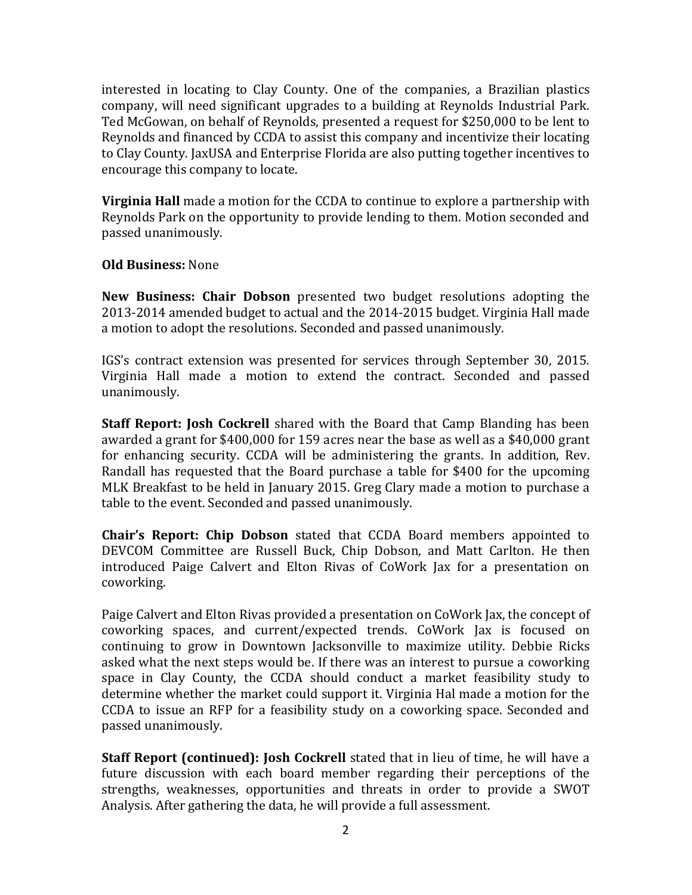interested in locating to Clay County. One of the companies, a Brazilian plastics company, will need significant upgrades to a building at Reynolds Industrial Park. Ted McGowan, on behalf of Reynolds, presented a request for $250,000 to be lent to Reynolds and financed by CCDA to assist this company and incentivize their locating to Clay County. JaxUSA and Enterprise Florida are also putting together incentives to encourage this company to locate.

**Virginia Hall** made a motion for the CCDA to continue to explore a partnership with Reynolds Park on the opportunity to provide lending to them. Motion seconded and passed unanimously.

**Old Business:** None

**New Business: Chair Dobson** presented two budget resolutions adopting the 2013-2014 amended budget to actual and the 2014-2015 budget. Virginia Hall made a motion to adopt the resolutions. Seconded and passed unanimously.

IGS's contract extension was presented for services through September 30, 2015. Virginia Hall made a motion to extend the contract. Seconded and passed unanimously.

**Staff Report: Josh Cockrell** shared with the Board that Camp Blanding has been awarded a grant for $400,000 for 159 acres near the base as well as a $40,000 grant for enhancing security. CCDA will be administering the grants. In addition, Rev. Randall has requested that the Board purchase a table for $400 for the upcoming MLK Breakfast to be held in January 2015. Greg Clary made a motion to purchase a table to the event. Seconded and passed unanimously.

**Chair's Report: Chip Dobson** stated that CCDA Board members appointed to DEVCOM Committee are Russell Buck, Chip Dobson, and Matt Carlton. He then introduced Paige Calvert and Elton Rivas of CoWork Jax for a presentation on coworking.

Paige Calvert and Elton Rivas provided a presentation on CoWork Jax, the concept of coworking spaces, and current/expected trends. CoWork Jax is focused on continuing to grow in Downtown Jacksonville to maximize utility. Debbie Ricks asked what the next steps would be. If there was an interest to pursue a coworking space in Clay County, the CCDA should conduct a market feasibility study to determine whether the market could support it. Virginia Hal made a motion for the CCDA to issue an RFP for a feasibility study on a coworking space. Seconded and passed unanimously.

**Staff Report (continued): Josh Cockrell** stated that in lieu of time, he will have a future discussion with each board member regarding their perceptions of the strengths, weaknesses, opportunities and threats in order to provide a SWOT Analysis. After gathering the data, he will provide a full assessment.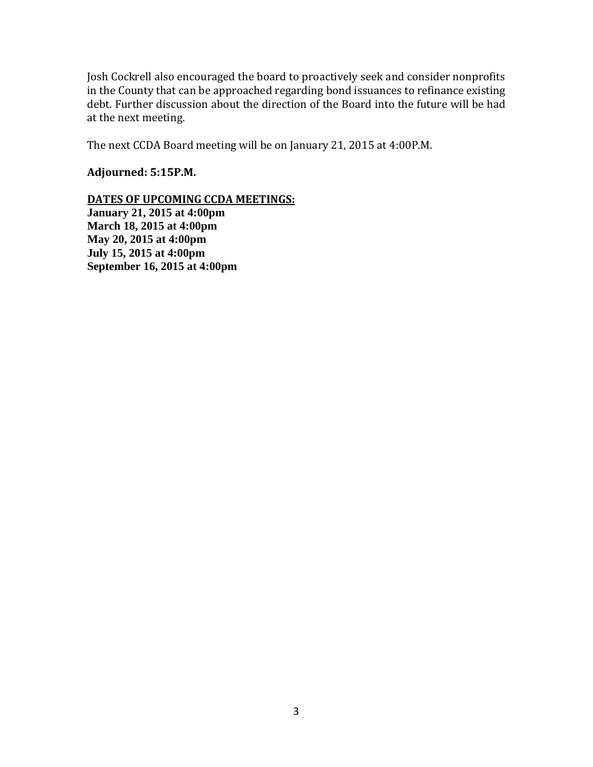Josh Cockrell also encouraged the board to proactively seek and consider nonprofits in the County that can be approached regarding bond issuances to refinance existing debt. Further discussion about the direction of the Board into the future will be had at the next meeting.

The next CCDA Board meeting will be on January 21, 2015 at 4:00P.M.

**Adjourned: 5:15P.M.**

**<u>DATES OF UPCOMING CCDA MEETINGS:</u>**
**January 21, 2015 at 4:00pm**
**March 18, 2015 at 4:00pm**
**May 20, 2015 at 4:00pm**
**July 15, 2015 at 4:00pm**
**September 16, 2015 at 4:00pm**